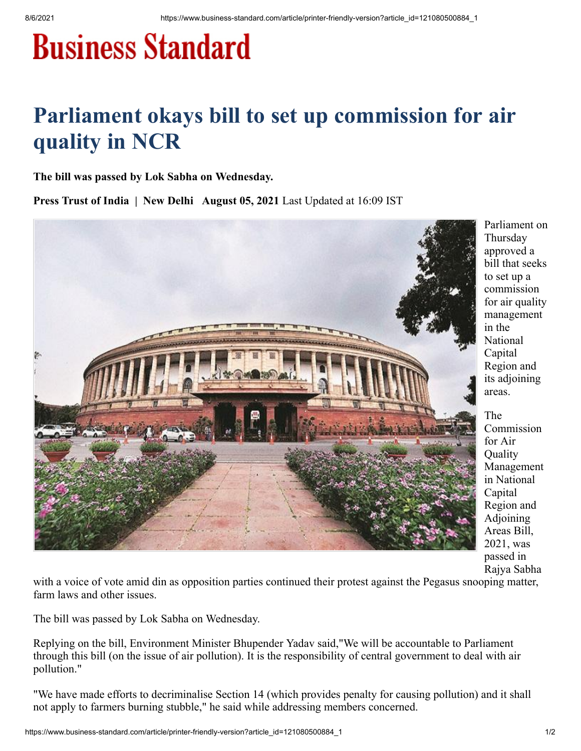# Business Standard

# Parliament okays bill to set up commission for air quality in NCR

**The bill was passed by Lok Sabha on Wednesday.**

**Press Trust of India | New Delhi August 05, 2021** Last Updated at 16:09 IST

Parliament on Thursday approved a bill that seeks to set up a commission for air quality management in the National Capital Region and its adjoining areas.

The Commission for Air Quality Management in National Capital Region and Adjoining Areas Bill, 2021, was passed in Rajya Sabha with a voice of vote amid din as opposition parties continued their protest against the Pegasus snooping matter, farm laws and other issues.

The bill was passed by Lok Sabha on Wednesday.

Replying on the bill, Environment Minister Bhupender Yadav said,"We will be accountable to Parliament through this bill (on the issue of air pollution). It is the responsibility of central government to deal with air pollution."

"We have made efforts to decriminalise Section 14 (which provides penalty for causing pollution) and it shall not apply to farmers burning stubble," he said while addressing members concerned.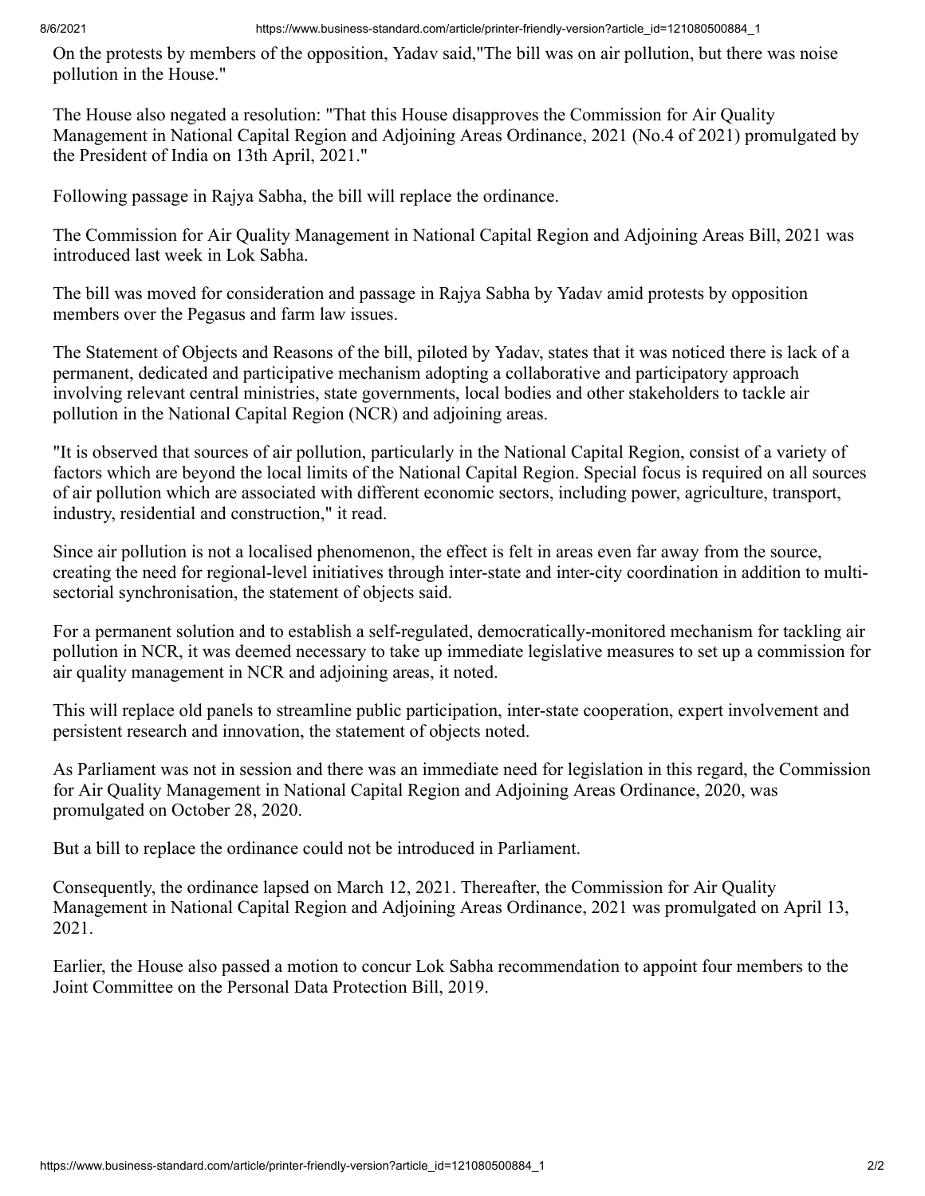On the protests by members of the opposition, Yadav said,"The bill was on air pollution, but there was noise pollution in the House."

The House also negated a resolution: "That this House disapproves the Commission for Air Quality Management in National Capital Region and Adjoining Areas Ordinance, 2021 (No.4 of 2021) promulgated by the President of India on 13th April, 2021."

Following passage in Rajya Sabha, the bill will replace the ordinance.

The Commission for Air Quality Management in National Capital Region and Adjoining Areas Bill, 2021 was introduced last week in Lok Sabha.

The bill was moved for consideration and passage in Rajya Sabha by Yadav amid protests by opposition members over the Pegasus and farm law issues.

The Statement of Objects and Reasons of the bill, piloted by Yadav, states that it was noticed there is lack of a permanent, dedicated and participative mechanism adopting a collaborative and participatory approach involving relevant central ministries, state governments, local bodies and other stakeholders to tackle air pollution in the National Capital Region (NCR) and adjoining areas.

"It is observed that sources of air pollution, particularly in the National Capital Region, consist of a variety of factors which are beyond the local limits of the National Capital Region. Special focus is required on all sources of air pollution which are associated with different economic sectors, including power, agriculture, transport, industry, residential and construction," it read.

Since air pollution is not a localised phenomenon, the effect is felt in areas even far away from the source, creating the need for regional-level initiatives through inter-state and inter-city coordination in addition to multi-sectorial synchronisation, the statement of objects said.

For a permanent solution and to establish a self-regulated, democratically-monitored mechanism for tackling air pollution in NCR, it was deemed necessary to take up immediate legislative measures to set up a commission for air quality management in NCR and adjoining areas, it noted.

This will replace old panels to streamline public participation, inter-state cooperation, expert involvement and persistent research and innovation, the statement of objects noted.

As Parliament was not in session and there was an immediate need for legislation in this regard, the Commission for Air Quality Management in National Capital Region and Adjoining Areas Ordinance, 2020, was promulgated on October 28, 2020.

But a bill to replace the ordinance could not be introduced in Parliament.

Consequently, the ordinance lapsed on March 12, 2021. Thereafter, the Commission for Air Quality Management in National Capital Region and Adjoining Areas Ordinance, 2021 was promulgated on April 13, 2021.

Earlier, the House also passed a motion to concur Lok Sabha recommendation to appoint four members to the Joint Committee on the Personal Data Protection Bill, 2019.